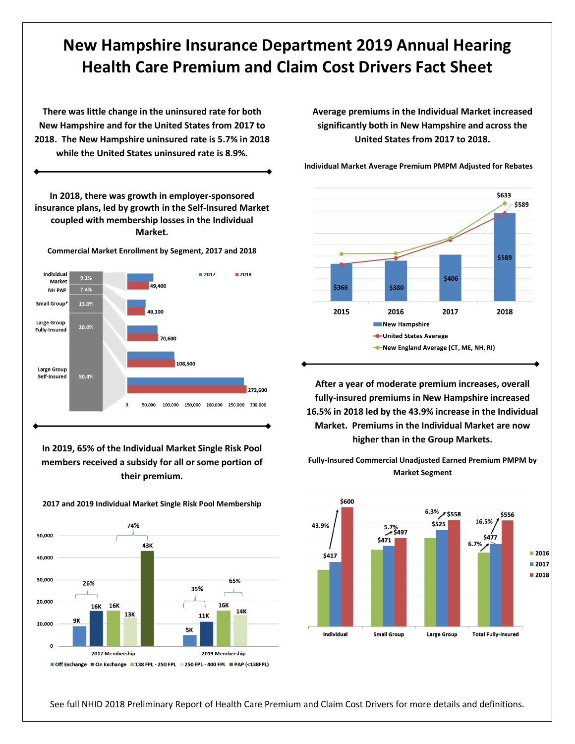# New Hampshire Insurance Department 2019 Annual Hearing Health Care Premium and Claim Cost Drivers Fact Sheet

**There was little change in the uninsured rate for both New Hampshire and for the United States from 2017 to 2018. The New Hampshire uninsured rate is 5.7% in 2018 while the United States uninsured rate is 8.9%.**

---

**In 2018, there was growth in employer-sponsored insurance plans, led by growth in the Self-Insured Market coupled with membership losses in the Individual Market.**

**Commercial Market Enrollment by Segment, 2017 and 2018**

| Segment | Share | 2018 Enrollment |
|---|---|---|
| Individual Market | 9.1% | 49,400 |
| NH PAP | 7.4% | 40,100 |
| Small Group* | 13.0% | 70,600 |
| Large Group Fully-Insured | 20.0% | 108,500 |
| Large Group Self-Insured | 50.4% | 272,600 |

---

**In 2019, 65% of the Individual Market Single Risk Pool members received a subsidy for all or some portion of their premium.**

**2017 and 2019 Individual Market Single Risk Pool Membership**

| | Off Exchange | On Exchange | 138 FPL - 250 FPL | 250 FPL - 400 FPL | PAP (<138FPL) |
|---|---|---|---|---|---|
| 2017 Membership | 9K | 16K | 16K | 13K | 43K |
| 2019 Membership | 5K | 11K | 16K | 14K | |

2017: 26% (Off/On Exchange), 74% (subsidy groups). 2019: 35% (Off/On Exchange), 65% (subsidy groups).

---

**Average premiums in the Individual Market increased significantly both in New Hampshire and across the United States from 2017 to 2018.**

**Individual Market Average Premium PMPM Adjusted for Rebates**

| | 2015 | 2016 | 2017 | 2018 |
|---|---|---|---|---|
| New Hampshire | $366 | $380 | $406 | $589 |
| United States Average | | | | $589 |
| New England Average (CT, ME, NH, RI) | | | | $633 |

---

**After a year of moderate premium increases, overall fully-insured premiums in New Hampshire increased 16.5% in 2018 led by the 43.9% increase in the Individual Market. Premiums in the Individual Market are now higher than in the Group Markets.**

**Fully-Insured Commercial Unadjusted Earned Premium PMPM by Market Segment**

| | 2017 | 2018 | Change 2017–2018 |
|---|---|---|---|
| Individual | $417 | $600 | 43.9% |
| Small Group | $471 | $497 | 5.7% |
| Large Group | $525 | $558 | 6.3% |
| Total Fully-Insured | $477 | $556 | 16.5% |

Total Fully-Insured change 2016–2017: 6.7%

See full NHID 2018 Preliminary Report of Health Care Premium and Claim Cost Drivers for more details and definitions.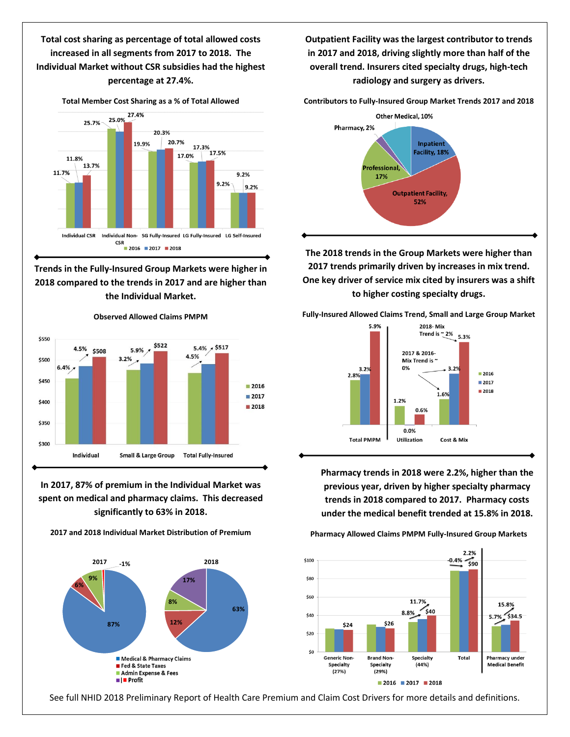**Total cost sharing as percentage of total allowed costs increased in all segments from 2017 to 2018. The Individual Market without CSR subsidies had the highest percentage at 27.4%.**

**Total Member Cost Sharing as a % of Total Allowed**

11.7%
11.8%
13.7%
25.7%
25.0%
27.4%
19.9%
20.3%
20.7%
17.0%
17.3%
17.5%
9.2%
9.2%
9.2%

Individual CSR
Individual Non-CSR
SG Fully-Insured
LG Fully-Insured
LG Self-Insured

2016 2017 2018

**Trends in the Fully-Insured Group Markets were higher in 2018 compared to the trends in 2017 and are higher than the Individual Market.**

**Observed Allowed Claims PMPM**

$550
$500
$450
$400
$350
$300

6.4%
4.5%
$508
3.2%
5.9%
$522
4.5%
5.4%
$517

Individual
Small & Large Group
Total Fully-Insured

2016
2017
2018

**In 2017, 87% of premium in the Individual Market was spent on medical and pharmacy claims. This decreased significantly to 63% in 2018.**

**2017 and 2018 Individual Market Distribution of Premium**

2017
87%
6%
9%
-1%

2018
63%
12%
8%
17%

Medical & Pharmacy Claims
Fed & State Taxes
Admin Expense & Fees
Profit

**Outpatient Facility was the largest contributor to trends in 2017 and 2018, driving slightly more than half of the overall trend. Insurers cited specialty drugs, high-tech radiology and surgery as drivers.**

**Contributors to Fully-Insured Group Market Trends 2017 and 2018**

Other Medical, 10%
Pharmacy, 2%
Inpatient Facility, 18%
Professional, 17%
Outpatient Facility, 52%

**The 2018 trends in the Group Markets were higher than 2017 trends primarily driven by increases in mix trend. One key driver of service mix cited by insurers was a shift to higher costing specialty drugs.**

**Fully-Insured Allowed Claims Trend, Small and Large Group Market**

2.8%
3.2%
5.9%
1.2%
0.0%
0.6%
1.6%
3.2%
5.3%

2018- Mix Trend is ~ 2%
2017 & 2016- Mix Trend is ~ 0%

Total PMPM
Utilization
Cost & Mix

2016
2017
2018

**Pharmacy trends in 2018 were 2.2%, higher than the previous year, driven by higher specialty pharmacy trends in 2018 compared to 2017. Pharmacy costs under the medical benefit trended at 15.8% in 2018.**

**Pharmacy Allowed Claims PMPM Fully-Insured Group Markets**

$100
$80
$60
$40
$20
$0

$24
$26
8.8%
11.7%
$40
-0.4%
2.2%
$90
5.7%
15.8%
$34.5

Generic Non-Specialty (27%)
Brand Non-Specialty (29%)
Specialty (44%)
Total
Pharmacy under Medical Benefit

2016 2017 2018

See full NHID 2018 Preliminary Report of Health Care Premium and Claim Cost Drivers for more details and definitions.